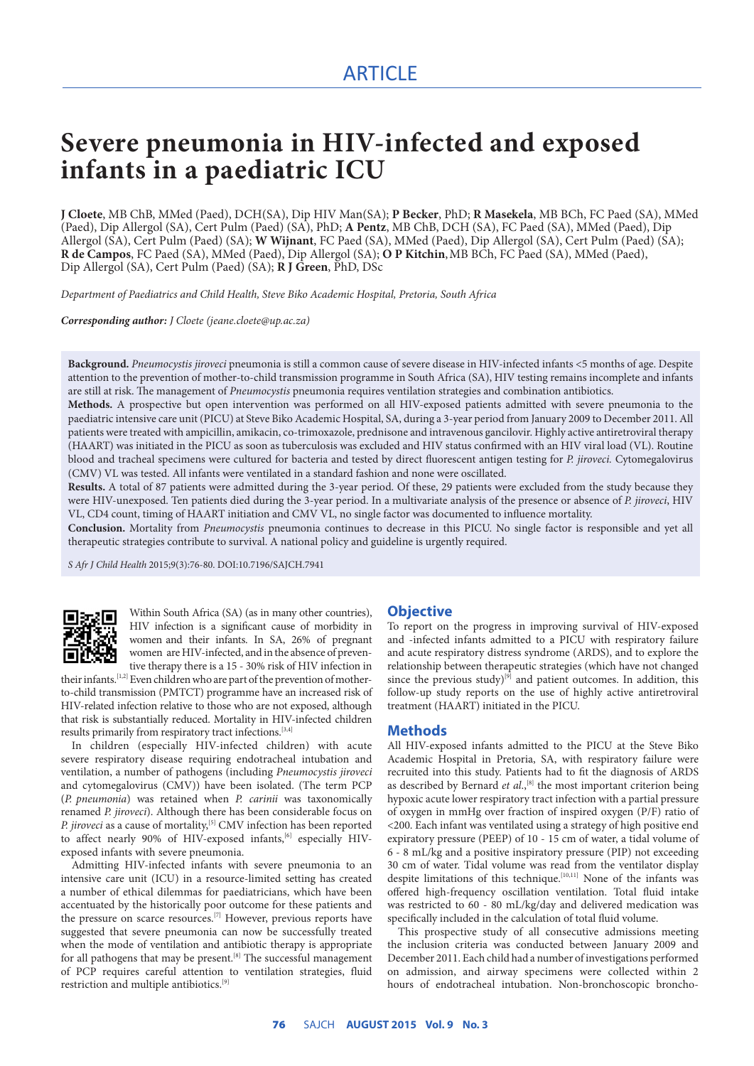ARTICLE

# Severe pneumonia in HIV-infected and exposed infants in a paediatric ICU

**J Cloete**, MB ChB, MMed (Paed), DCH(SA), Dip HIV Man(SA); **P Becker**, PhD; **R Masekela**, MB BCh, FC Paed (SA), MMed (Paed), Dip Allergol (SA), Cert Pulm (Paed) (SA), PhD; **A Pentz**, MB ChB, DCH (SA), FC Paed (SA), MMed (Paed), Dip Allergol (SA), Cert Pulm (Paed) (SA); **W Wijnant**, FC Paed (SA), MMed (Paed), Dip Allergol (SA), Cert Pulm (Paed) (SA); **R de Campos**, FC Paed (SA), MMed (Paed), Dip Allergol (SA); **O P Kitchin**, MB BCh, FC Paed (SA), MMed (Paed), Dip Allergol (SA), Cert Pulm (Paed) (SA); **R J Green**, PhD, DSc

*Department of Paediatrics and Child Health, Steve Biko Academic Hospital, Pretoria, South Africa*

***Corresponding author:*** *J Cloete (jeane.cloete@up.ac.za)*

**Background.** *Pneumocystis jiroveci* pneumonia is still a common cause of severe disease in HIV-infected infants <5 months of age. Despite attention to the prevention of mother-to-child transmission programme in South Africa (SA), HIV testing remains incomplete and infants are still at risk. The management of *Pneumocystis* pneumonia requires ventilation strategies and combination antibiotics.

**Methods.** A prospective but open intervention was performed on all HIV-exposed patients admitted with severe pneumonia to the paediatric intensive care unit (PICU) at Steve Biko Academic Hospital, SA, during a 3-year period from January 2009 to December 2011. All patients were treated with ampicillin, amikacin, co-trimoxazole, prednisone and intravenous gancilovir. Highly active antiretroviral therapy (HAART) was initiated in the PICU as soon as tuberculosis was excluded and HIV status confirmed with an HIV viral load (VL). Routine blood and tracheal specimens were cultured for bacteria and tested by direct fluorescent antigen testing for *P. jiroveci.* Cytomegalovirus (CMV) VL was tested. All infants were ventilated in a standard fashion and none were oscillated.

**Results.** A total of 87 patients were admitted during the 3-year period. Of these, 29 patients were excluded from the study because they were HIV-unexposed. Ten patients died during the 3-year period. In a multivariate analysis of the presence or absence of *P. jiroveci*, HIV VL, CD4 count, timing of HAART initiation and CMV VL, no single factor was documented to influence mortality.

**Conclusion.** Mortality from *Pneumocystis* pneumonia continues to decrease in this PICU. No single factor is responsible and yet all therapeutic strategies contribute to survival. A national policy and guideline is urgently required.

*S Afr J Child Health* 2015;9(3):76-80. DOI:10.7196/SAJCH.7941

Within South Africa (SA) (as in many other countries), HIV infection is a significant cause of morbidity in women and their infants. In SA, 26% of pregnant women are HIV-infected, and in the absence of preventive therapy there is a 15 - 30% risk of HIV infection in their infants.[1,2] Even children who are part of the prevention of mother-to-child transmission (PMTCT) programme have an increased risk of HIV-related infection relative to those who are not exposed, although that risk is substantially reduced. Mortality in HIV-infected children results primarily from respiratory tract infections.[3,4]

In children (especially HIV-infected children) with acute severe respiratory disease requiring endotracheal intubation and ventilation, a number of pathogens (including *Pneumocystis jiroveci* and cytomegalovirus (CMV)) have been isolated. (The term PCP (*P. pneumonia*) was retained when *P. carinii* was taxonomically renamed *P. jiroveci*). Although there has been considerable focus on *P. jiroveci* as a cause of mortality,[5] CMV infection has been reported to affect nearly 90% of HIV-exposed infants,[6] especially HIV-exposed infants with severe pneumonia.

Admitting HIV-infected infants with severe pneumonia to an intensive care unit (ICU) in a resource-limited setting has created a number of ethical dilemmas for paediatricians, which have been accentuated by the historically poor outcome for these patients and the pressure on scarce resources.[7] However, previous reports have suggested that severe pneumonia can now be successfully treated when the mode of ventilation and antibiotic therapy is appropriate for all pathogens that may be present.[8] The successful management of PCP requires careful attention to ventilation strategies, fluid restriction and multiple antibiotics.[9]

## Objective

To report on the progress in improving survival of HIV-exposed and -infected infants admitted to a PICU with respiratory failure and acute respiratory distress syndrome (ARDS), and to explore the relationship between therapeutic strategies (which have not changed since the previous study)[9] and patient outcomes. In addition, this follow-up study reports on the use of highly active antiretroviral treatment (HAART) initiated in the PICU.

## Methods

All HIV-exposed infants admitted to the PICU at the Steve Biko Academic Hospital in Pretoria, SA, with respiratory failure were recruited into this study. Patients had to fit the diagnosis of ARDS as described by Bernard *et al.*,[8] the most important criterion being hypoxic acute lower respiratory tract infection with a partial pressure of oxygen in mmHg over fraction of inspired oxygen (P/F) ratio of <200. Each infant was ventilated using a strategy of high positive end expiratory pressure (PEEP) of 10 - 15 cm of water, a tidal volume of 6 - 8 mL/kg and a positive inspiratory pressure (PIP) not exceeding 30 cm of water. Tidal volume was read from the ventilator display despite limitations of this technique.[10,11] None of the infants was offered high-frequency oscillation ventilation. Total fluid intake was restricted to 60 - 80 mL/kg/day and delivered medication was specifically included in the calculation of total fluid volume.

This prospective study of all consecutive admissions meeting the inclusion criteria was conducted between January 2009 and December 2011. Each child had a number of investigations performed on admission, and airway specimens were collected within 2 hours of endotracheal intubation. Non-bronchoscopic broncho-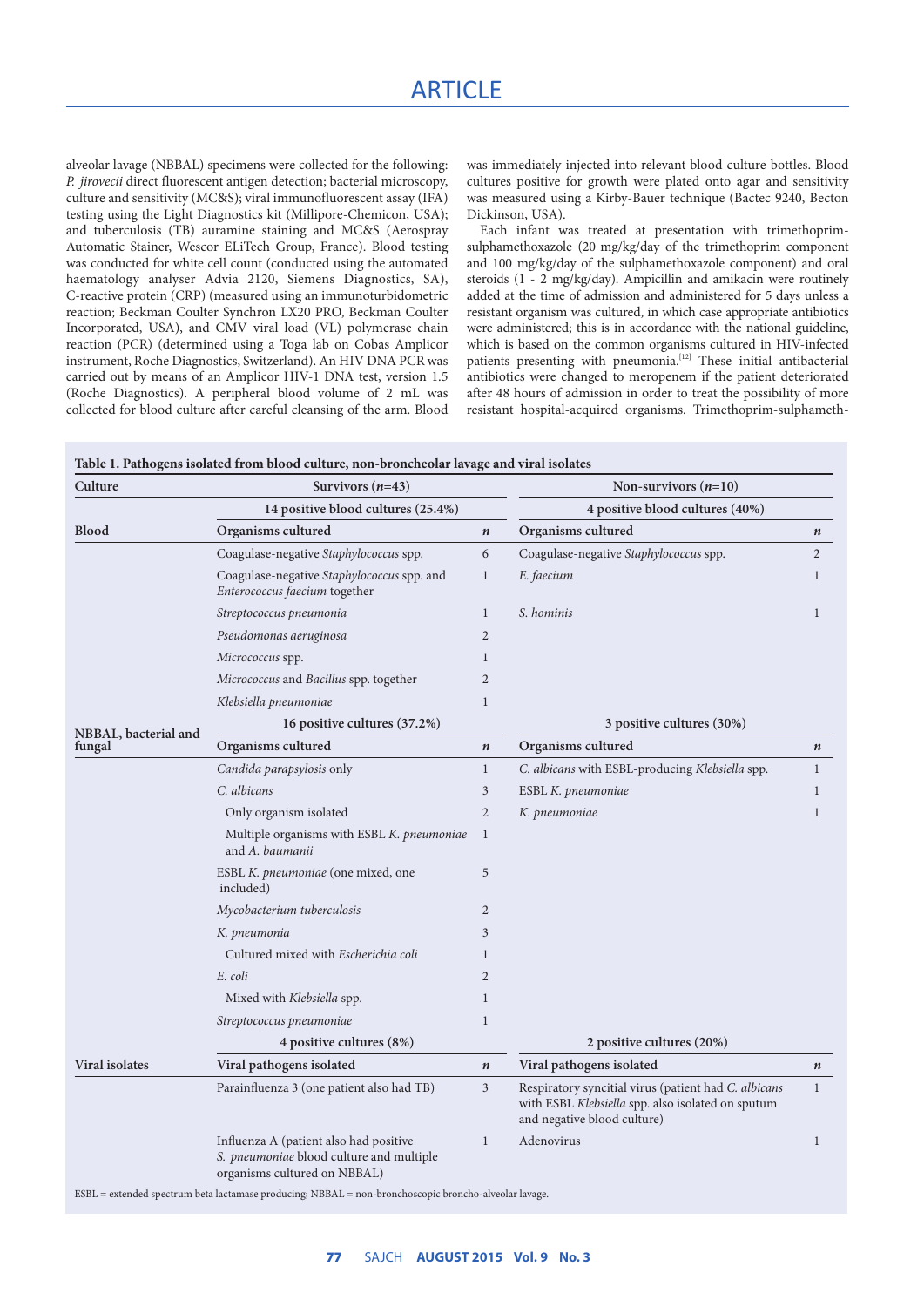alveolar lavage (NBBAL) specimens were collected for the following: *P. jirovecii* direct fluorescent antigen detection; bacterial microscopy, culture and sensitivity (MC&S); viral immunofluorescent assay (IFA) testing using the Light Diagnostics kit (Millipore-Chemicon, USA); and tuberculosis (TB) auramine staining and MC&S (Aerospray Automatic Stainer, Wescor ELiTech Group, France). Blood testing was conducted for white cell count (conducted using the automated haematology analyser Advia 2120, Siemens Diagnostics, SA), C-reactive protein (CRP) (measured using an immunoturbidometric reaction; Beckman Coulter Synchron LX20 PRO, Beckman Coulter Incorporated, USA), and CMV viral load (VL) polymerase chain reaction (PCR) (determined using a Toga lab on Cobas Amplicor instrument, Roche Diagnostics, Switzerland). An HIV DNA PCR was carried out by means of an Amplicor HIV-1 DNA test, version 1.5 (Roche Diagnostics). A peripheral blood volume of 2 mL was collected for blood culture after careful cleansing of the arm. Blood was immediately injected into relevant blood culture bottles. Blood cultures positive for growth were plated onto agar and sensitivity was measured using a Kirby-Bauer technique (Bactec 9240, Becton Dickinson, USA).

Each infant was treated at presentation with trimethoprim-sulphamethoxazole (20 mg/kg/day of the trimethoprim component and 100 mg/kg/day of the sulphamethoxazole component) and oral steroids (1 - 2 mg/kg/day). Ampicillin and amikacin were routinely added at the time of admission and administered for 5 days unless a resistant organism was cultured, in which case appropriate antibiotics were administered; this is in accordance with the national guideline, which is based on the common organisms cultured in HIV-infected patients presenting with pneumonia.[12] These initial antibacterial antibiotics were changed to meropenem if the patient deteriorated after 48 hours of admission in order to treat the possibility of more resistant hospital-acquired organisms. Trimethoprim-sulphameth-

**Table 1. Pathogens isolated from blood culture, non-broncheolar lavage and viral isolates**

| Culture | Survivors (*n*=43) | | Non-survivors (*n*=10) | |
|---|---|---|---|---|
| | 14 positive blood cultures (25.4%) | | 4 positive blood cultures (40%) | |
| **Blood** | **Organisms cultured** | ***n*** | **Organisms cultured** | ***n*** |
| | Coagulase-negative *Staphylococcus* spp. | 6 | Coagulase-negative *Staphylococcus* spp. | 2 |
| | Coagulase-negative *Staphylococcus* spp. and *Enterococcus faecium* together | 1 | *E. faecium* | 1 |
| | *Streptococcus pneumonia* | 1 | *S. hominis* | 1 |
| | *Pseudomonas aeruginosa* | 2 | | |
| | *Micrococcus* spp. | 1 | | |
| | *Micrococcus* and *Bacillus* spp. together | 2 | | |
| | *Klebsiella pneumoniae* | 1 | | |
| | 16 positive cultures (37.2%) | | 3 positive cultures (30%) | |
| **NBBAL, bacterial and fungal** | **Organisms cultured** | ***n*** | **Organisms cultured** | ***n*** |
| | *Candida parapsylosis* only | 1 | *C. albicans* with ESBL-producing *Klebsiella* spp. | 1 |
| | *C. albicans* | 3 | ESBL *K. pneumoniae* | 1 |
| | Only organism isolated | 2 | *K. pneumoniae* | 1 |
| | Multiple organisms with ESBL *K. pneumoniae* and *A. baumanii* | 1 | | |
| | ESBL *K. pneumoniae* (one mixed, one included) | 5 | | |
| | *Mycobacterium tuberculosis* | 2 | | |
| | *K. pneumonia* | 3 | | |
| | Cultured mixed with *Escherichia coli* | 1 | | |
| | *E. coli* | 2 | | |
| | Mixed with *Klebsiella* spp. | 1 | | |
| | *Streptococcus pneumoniae* | 1 | | |
| | 4 positive cultures (8%) | | 2 positive cultures (20%) | |
| **Viral isolates** | **Viral pathogens isolated** | ***n*** | **Viral pathogens isolated** | ***n*** |
| | Parainfluenza 3 (one patient also had TB) | 3 | Respiratory syncitial virus (patient had *C. albicans* with ESBL *Klebsiella* spp. also isolated on sputum and negative blood culture) | 1 |
| | Influenza A (patient also had positive *S. pneumoniae* blood culture and multiple organisms cultured on NBBAL) | 1 | Adenovirus | 1 |

ESBL = extended spectrum beta lactamase producing; NBBAL = non-bronchoscopic broncho-alveolar lavage.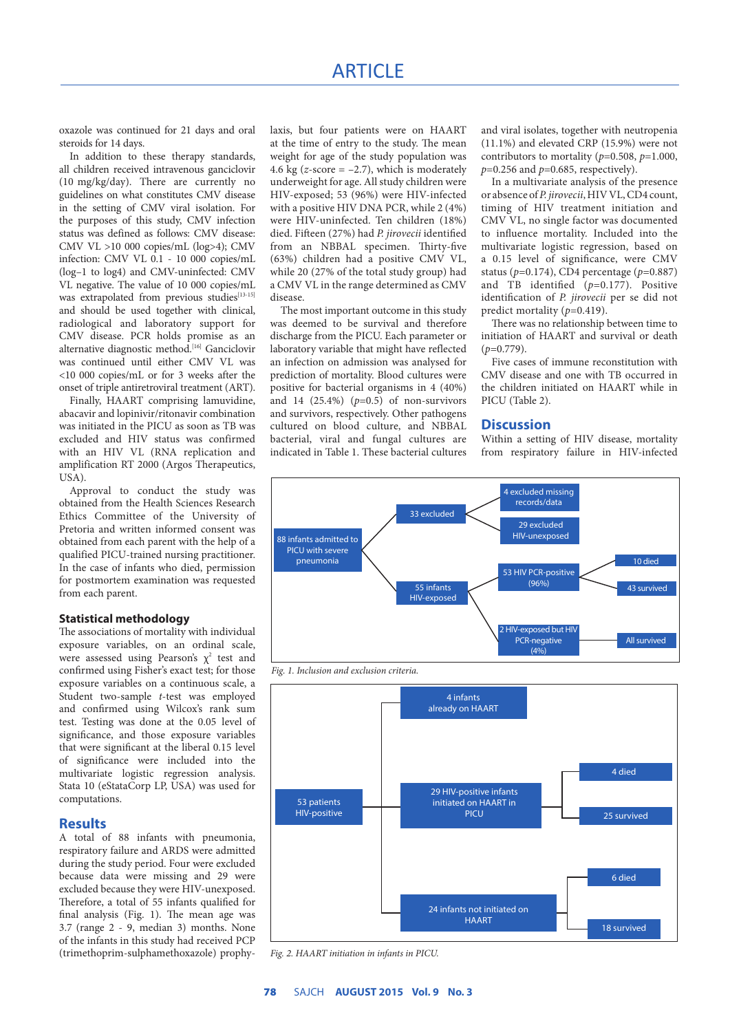oxazole was continued for 21 days and oral steroids for 14 days.

In addition to these therapy standards, all children received intravenous ganciclovir (10 mg/kg/day). There are currently no guidelines on what constitutes CMV disease in the setting of CMV viral isolation. For the purposes of this study, CMV infection status was defined as follows: CMV disease: CMV VL >10 000 copies/mL (log>4); CMV infection: CMV VL 0.1 - 10 000 copies/mL (log–1 to log4) and CMV-uninfected: CMV VL negative. The value of 10 000 copies/mL was extrapolated from previous studies[13-15] and should be used together with clinical, radiological and laboratory support for CMV disease. PCR holds promise as an alternative diagnostic method.[16] Ganciclovir was continued until either CMV VL was <10 000 copies/mL or for 3 weeks after the onset of triple antiretroviral treatment (ART).

Finally, HAART comprising lamuvidine, abacavir and lopinivir/ritonavir combination was initiated in the PICU as soon as TB was excluded and HIV status was confirmed with an HIV VL (RNA replication and amplification RT 2000 (Argos Therapeutics, USA).

Approval to conduct the study was obtained from the Health Sciences Research Ethics Committee of the University of Pretoria and written informed consent was obtained from each parent with the help of a qualified PICU-trained nursing practitioner. In the case of infants who died, permission for postmortem examination was requested from each parent.

### Statistical methodology

The associations of mortality with individual exposure variables, on an ordinal scale, were assessed using Pearson's $\chi^2$ test and confirmed using Fisher's exact test; for those exposure variables on a continuous scale, a Student two-sample *t*-test was employed and confirmed using Wilcox's rank sum test. Testing was done at the 0.05 level of significance, and those exposure variables that were significant at the liberal 0.15 level of significance were included into the multivariate logistic regression analysis. Stata 10 (eStataCorp LP, USA) was used for computations.

## Results

A total of 88 infants with pneumonia, respiratory failure and ARDS were admitted during the study period. Four were excluded because data were missing and 29 were excluded because they were HIV-unexposed. Therefore, a total of 55 infants qualified for final analysis (Fig. 1). The mean age was 3.7 (range 2 - 9, median 3) months. None of the infants in this study had received PCP (trimethoprim-sulphamethoxazole) prophylaxis, but four patients were on HAART at the time of entry to the study. The mean weight for age of the study population was 4.6 kg (*z*-score = –2.7), which is moderately underweight for age. All study children were HIV-exposed; 53 (96%) were HIV-infected with a positive HIV DNA PCR, while 2 (4%) were HIV-uninfected. Ten children (18%) died. Fifteen (27%) had *P. jirovecii* identified from an NBBAL specimen. Thirty-five (63%) children had a positive CMV VL, while 20 (27% of the total study group) had a CMV VL in the range determined as CMV disease.

The most important outcome in this study was deemed to be survival and therefore discharge from the PICU. Each parameter or laboratory variable that might have reflected an infection on admission was analysed for prediction of mortality. Blood cultures were positive for bacterial organisms in 4 (40%) and 14 (25.4%) ($p$=0.5) of non-survivors and survivors, respectively. Other pathogens cultured on blood culture, and NBBAL bacterial, viral and fungal cultures are indicated in Table 1. These bacterial cultures and viral isolates, together with neutropenia (11.1%) and elevated CRP (15.9%) were not contributors to mortality ($p$=0.508, $p$=1.000, $p$=0.256 and $p$=0.685, respectively).

In a multivariate analysis of the presence or absence of *P. jirovecii*, HIV VL, CD4 count, timing of HIV treatment initiation and CMV VL, no single factor was documented to influence mortality. Included into the multivariate logistic regression, based on a 0.15 level of significance, were CMV status ($p$=0.174), CD4 percentage ($p$=0.887) and TB identified ($p$=0.177). Positive identification of *P. jirovecii* per se did not predict mortality ($p$=0.419).

There was no relationship between time to initiation of HAART and survival or death ($p$=0.779).

Five cases of immune reconstitution with CMV disease and one with TB occurred in the children initiated on HAART while in PICU (Table 2).

## Discussion

Within a setting of HIV disease, mortality from respiratory failure in HIV-infected

- 88 infants admitted to PICU with severe pneumonia
  - 33 excluded
    - 4 excluded missing records/data
    - 29 excluded HIV-unexposed
  - 55 infants HIV-exposed
    - 53 HIV PCR-positive (96%)
      - 10 died
      - 43 survived
    - 2 HIV-exposed but HIV PCR-negative (4%)
      - All survived

*Fig. 1. Inclusion and exclusion criteria.*

- 53 patients HIV-positive
  - 4 infants already on HAART
  - 29 HIV-positive infants initiated on HAART in PICU
    - 4 died
    - 25 survived
  - 24 infants not initiated on HAART
    - 6 died
    - 18 survived

*Fig. 2. HAART initiation in infants in PICU.*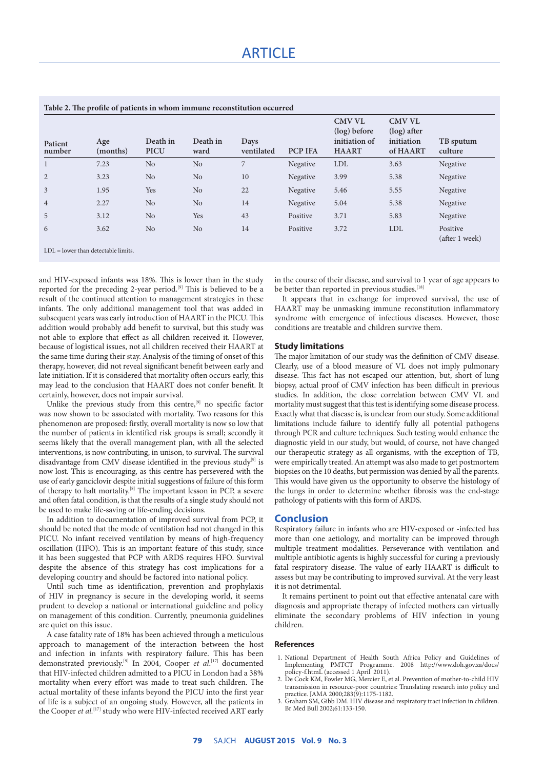**Table 2. The profile of patients in whom immune reconstitution occurred**

| Patient number | Age (months) | Death in PICU | Death in ward | Days ventilated | PCP IFA | CMV VL (log) before initiation of HAART | CMV VL (log) after initiation of HAART | TB sputum culture |
|---|---|---|---|---|---|---|---|---|
| 1 | 7.23 | No | No | 7 | Negative | LDL | 3.63 | Negative |
| 2 | 3.23 | No | No | 10 | Negative | 3.99 | 5.38 | Negative |
| 3 | 1.95 | Yes | No | 22 | Negative | 5.46 | 5.55 | Negative |
| 4 | 2.27 | No | No | 14 | Negative | 5.04 | 5.38 | Negative |
| 5 | 3.12 | No | Yes | 43 | Positive | 3.71 | 5.83 | Negative |
| 6 | 3.62 | No | No | 14 | Positive | 3.72 | LDL | Positive (after 1 week) |

LDL = lower than detectable limits.

and HIV-exposed infants was 18%. This is lower than in the study reported for the preceding 2-year period.[9] This is believed to be a result of the continued attention to management strategies in these infants. The only additional management tool that was added in subsequent years was early introduction of HAART in the PICU. This addition would probably add benefit to survival, but this study was not able to explore that effect as all children received it. However, because of logistical issues, not all children received their HAART at the same time during their stay. Analysis of the timing of onset of this therapy, however, did not reveal significant benefit between early and late initiation. If it is considered that mortality often occurs early, this may lead to the conclusion that HAART does not confer benefit. It certainly, however, does not impair survival.

Unlike the previous study from this centre,[9] no specific factor was now shown to be associated with mortality. Two reasons for this phenomenon are proposed: firstly, overall mortality is now so low that the number of patients in identified risk groups is small; secondly it seems likely that the overall management plan, with all the selected interventions, is now contributing, in unison, to survival. The survival disadvantage from CMV disease identified in the previous study[9] is now lost. This is encouraging, as this centre has persevered with the use of early ganciclovir despite initial suggestions of failure of this form of therapy to halt mortality.[8] The important lesson in PCP, a severe and often fatal condition, is that the results of a single study should not be used to make life-saving or life-ending decisions.

In addition to documentation of improved survival from PCP, it should be noted that the mode of ventilation had not changed in this PICU. No infant received ventilation by means of high-frequency oscillation (HFO). This is an important feature of this study, since it has been suggested that PCP with ARDS requires HFO. Survival despite the absence of this strategy has cost implications for a developing country and should be factored into national policy.

Until such time as identification, prevention and prophylaxis of HIV in pregnancy is secure in the developing world, it seems prudent to develop a national or international guideline and policy on management of this condition. Currently, pneumonia guidelines are quiet on this issue.

A case fatality rate of 18% has been achieved through a meticulous approach to management of the interaction between the host and infection in infants with respiratory failure. This has been demonstrated previously.[9] In 2004, Cooper *et al.*[17] documented that HIV-infected children admitted to a PICU in London had a 38% mortality when every effort was made to treat such children. The actual mortality of these infants beyond the PICU into the first year of life is a subject of an ongoing study. However, all the patients in the Cooper *et al.*[17] study who were HIV-infected received ART early in the course of their disease, and survival to 1 year of age appears to be better than reported in previous studies.[18]

It appears that in exchange for improved survival, the use of HAART may be unmasking immune reconstitution inflammatory syndrome with emergence of infectious diseases. However, those conditions are treatable and children survive them.

### Study limitations

The major limitation of our study was the definition of CMV disease. Clearly, use of a blood measure of VL does not imply pulmonary disease. This fact has not escaped our attention, but, short of lung biopsy, actual proof of CMV infection has been difficult in previous studies. In addition, the close correlation between CMV VL and mortality must suggest that this test is identifying some disease process. Exactly what that disease is, is unclear from our study. Some additional limitations include failure to identify fully all potential pathogens through PCR and culture techniques. Such testing would enhance the diagnostic yield in our study, but would, of course, not have changed our therapeutic strategy as all organisms, with the exception of TB, were empirically treated. An attempt was also made to get postmortem biopsies on the 10 deaths, but permission was denied by all the parents. This would have given us the opportunity to observe the histology of the lungs in order to determine whether fibrosis was the end-stage pathology of patients with this form of ARDS.

## Conclusion

Respiratory failure in infants who are HIV-exposed or -infected has more than one aetiology, and mortality can be improved through multiple treatment modalities. Perseverance with ventilation and multiple antibiotic agents is highly successful for curing a previously fatal respiratory disease. The value of early HAART is difficult to assess but may be contributing to improved survival. At the very least it is not detrimental.

It remains pertinent to point out that effective antenatal care with diagnosis and appropriate therapy of infected mothers can virtually eliminate the secondary problems of HIV infection in young children.

### References

1. National Department of Health South Africa Policy and Guidelines of Implementing PMTCT Programme. 2008 http://www.doh.gov.za/docs/policy-f.htmL (accessed 1 April 2011).
2. De Cock KM, Fowler MG, Mercier E, et al. Prevention of mother-to-child HIV transmission in resource-poor countries: Translating research into policy and practice. JAMA 2000;283(9):1175-1182.
3. Graham SM, Gibb DM. HIV disease and respiratory tract infection in children. Br Med Bull 2002;61:133-150.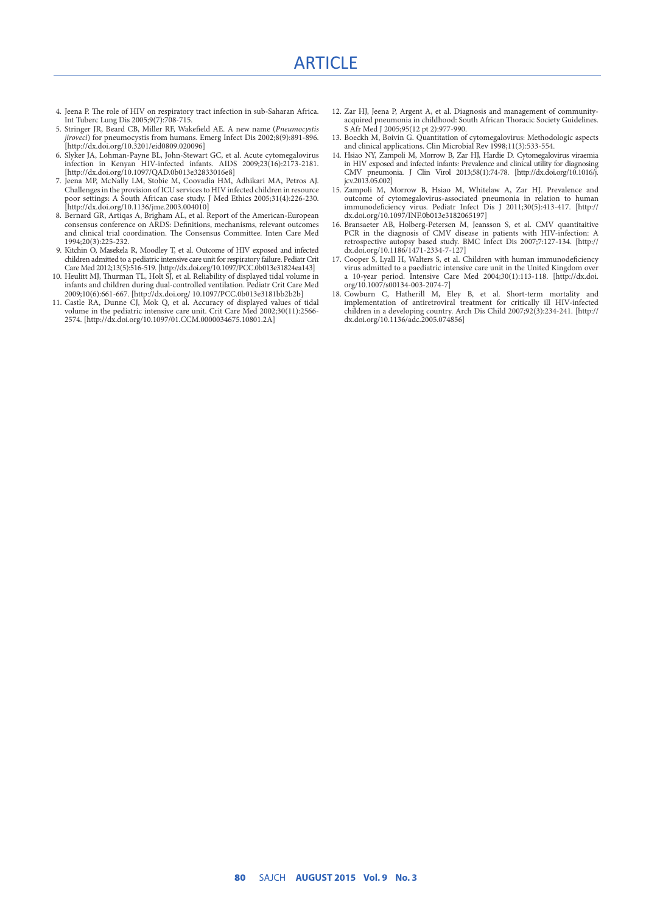4. Jeena P. The role of HIV on respiratory tract infection in sub-Saharan Africa. Int Tuberc Lung Dis 2005;9(7):708-715.
5. Stringer JR, Beard CB, Miller RF, Wakefield AE. A new name (*Pneumocystis jiroveci*) for pneumocystis from humans. Emerg Infect Dis 2002;8(9):891-896. [http://dx.doi.org/10.3201/eid0809.020096]
6. Slyker JA, Lohman-Payne BL, John-Stewart GC, et al. Acute cytomegalovirus infection in Kenyan HIV-infected infants. AIDS 2009;23(16):2173-2181. [http://dx.doi.org/10.1097/QAD.0b013e32833016e8]
7. Jeena MP, McNally LM, Stobie M, Coovadia HM, Adhikari MA, Petros AJ. Challenges in the provision of ICU services to HIV infected children in resource poor settings: A South African case study. J Med Ethics 2005;31(4):226-230. [http://dx.doi.org/10.1136/jme.2003.004010]
8. Bernard GR, Artiqas A, Brigham AL, et al. Report of the American-European consensus conference on ARDS: Definitions, mechanisms, relevant outcomes and clinical trial coordination. The Consensus Committee. Inten Care Med 1994;20(3):225-232.
9. Kitchin O, Masekela R, Moodley T, et al. Outcome of HIV exposed and infected children admitted to a pediatric intensive care unit for respiratory failure. Pediatr Crit Care Med 2012;13(5):516-519. [http://dx.doi.org/10.1097/PCC.0b013e31824ea143]
10. Heulitt MJ, Thurman TL, Holt SJ, et al. Reliability of displayed tidal volume in infants and children during dual-controlled ventilation. Pediatr Crit Care Med 2009;10(6):661-667. [http://dx.doi.org/ 10.1097/PCC.0b013e3181bb2b2b]
11. Castle RA, Dunne CJ, Mok Q, et al. Accuracy of displayed values of tidal volume in the pediatric intensive care unit. Crit Care Med 2002;30(11):2566-2574. [http://dx.doi.org/10.1097/01.CCM.0000034675.10801.2A]
12. Zar HJ, Jeena P, Argent A, et al. Diagnosis and management of community-acquired pneumonia in childhood: South African Thoracic Society Guidelines. S Afr Med J 2005;95(12 pt 2):977-990.
13. Boeckh M, Boivin G. Quantitation of cytomegalovirus: Methodologic aspects and clinical applications. Clin Microbial Rev 1998;11(3):533-554.
14. Hsiao NY, Zampoli M, Morrow B, Zar HJ, Hardie D. Cytomegalovirus viraemia in HIV exposed and infected infants: Prevalence and clinical utility for diagnosing CMV pneumonia. J Clin Virol 2013;58(1):74-78. [http://dx.doi.org/10.1016/j.jcv.2013.05.002]
15. Zampoli M, Morrow B, Hsiao M, Whitelaw A, Zar HJ. Prevalence and outcome of cytomegalovirus-associated pneumonia in relation to human immunodeficiency virus. Pediatr Infect Dis J 2011;30(5):413-417. [http://dx.doi.org/10.1097/INF.0b013e3182065197]
16. Bransaeter AB, Holberg-Petersen M, Jeansson S, et al. CMV quantitaitive PCR in the diagnosis of CMV disease in patients with HIV-infection: A retrospective autopsy based study. BMC Infect Dis 2007;7:127-134. [http://dx.doi.org/10.1186/1471-2334-7-127]
17. Cooper S, Lyall H, Walters S, et al. Children with human immunodeficiency virus admitted to a paediatric intensive care unit in the United Kingdom over a 10-year period. Intensive Care Med 2004;30(1):113-118. [http://dx.doi.org/10.1007/s00134-003-2074-7]
18. Cowburn C, Hatherill M, Eley B, et al. Short-term mortality and implementation of antiretroviral treatment for critically ill HIV-infected children in a developing country. Arch Dis Child 2007;92(3):234-241. [http://dx.doi.org/10.1136/adc.2005.074856]